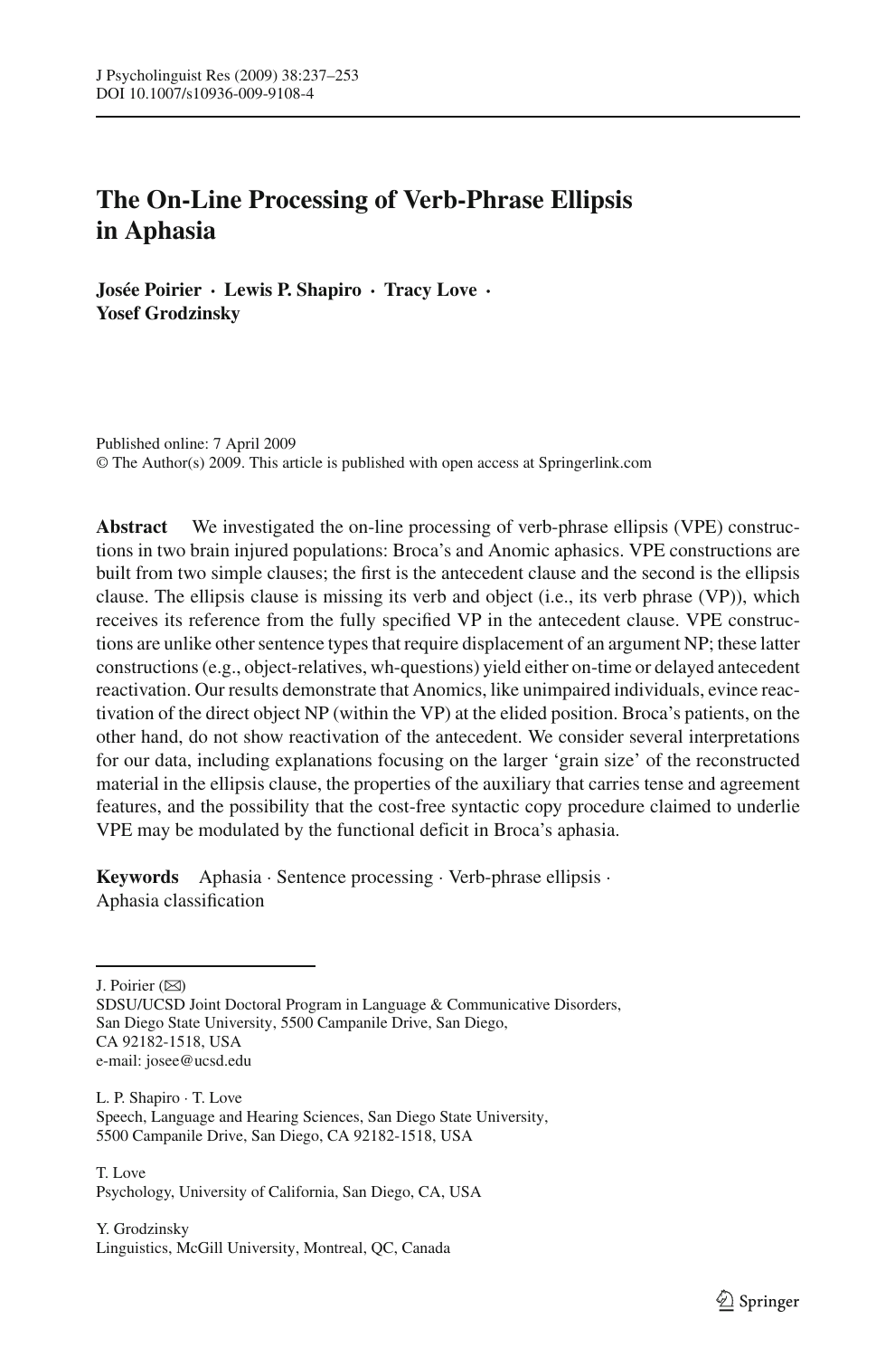# The On-Line Processing of Verb-Phrase Ellipsis in Aphasia

**Josée Poirier · Lewis P. Shapiro · Tracy Love · Yosef Grodzinsky**

Published online: 7 April 2009
© The Author(s) 2009. This article is published with open access at Springerlink.com

**Abstract** We investigated the on-line processing of verb-phrase ellipsis (VPE) constructions in two brain injured populations: Broca's and Anomic aphasics. VPE constructions are built from two simple clauses; the first is the antecedent clause and the second is the ellipsis clause. The ellipsis clause is missing its verb and object (i.e., its verb phrase (VP)), which receives its reference from the fully specified VP in the antecedent clause. VPE constructions are unlike other sentence types that require displacement of an argument NP; these latter constructions (e.g., object-relatives, wh-questions) yield either on-time or delayed antecedent reactivation. Our results demonstrate that Anomics, like unimpaired individuals, evince reactivation of the direct object NP (within the VP) at the elided position. Broca's patients, on the other hand, do not show reactivation of the antecedent. We consider several interpretations for our data, including explanations focusing on the larger 'grain size' of the reconstructed material in the ellipsis clause, the properties of the auxiliary that carries tense and agreement features, and the possibility that the cost-free syntactic copy procedure claimed to underlie VPE may be modulated by the functional deficit in Broca's aphasia.

**Keywords** Aphasia · Sentence processing · Verb-phrase ellipsis · Aphasia classification

---

J. Poirier (✉)
SDSU/UCSD Joint Doctoral Program in Language & Communicative Disorders, San Diego State University, 5500 Campanile Drive, San Diego, CA 92182-1518, USA
e-mail: josee@ucsd.edu

L. P. Shapiro · T. Love
Speech, Language and Hearing Sciences, San Diego State University, 5500 Campanile Drive, San Diego, CA 92182-1518, USA

T. Love
Psychology, University of California, San Diego, CA, USA

Y. Grodzinsky
Linguistics, McGill University, Montreal, QC, Canada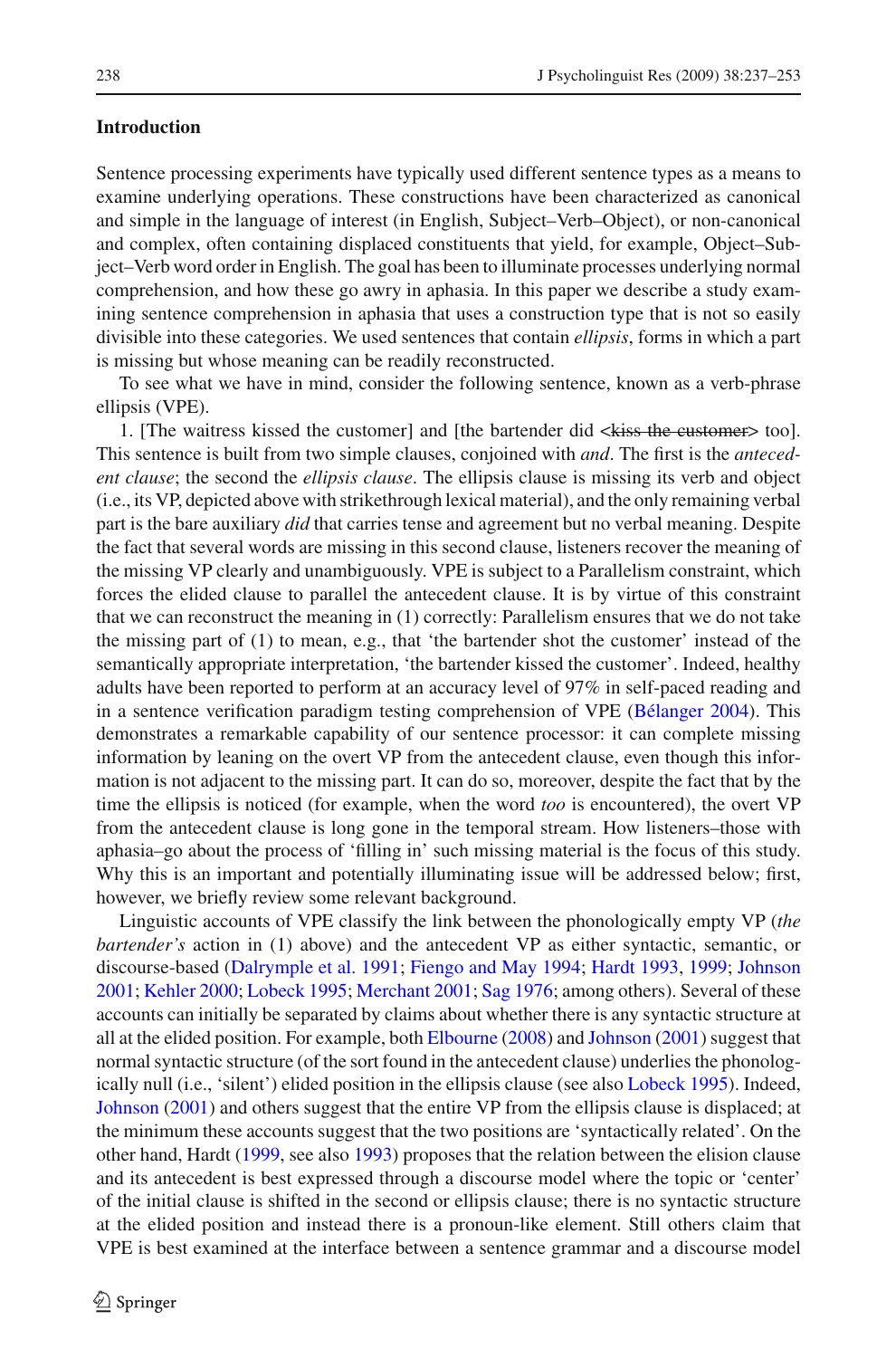## Introduction

Sentence processing experiments have typically used different sentence types as a means to examine underlying operations. These constructions have been characterized as canonical and simple in the language of interest (in English, Subject–Verb–Object), or non-canonical and complex, often containing displaced constituents that yield, for example, Object–Subject–Verb word order in English. The goal has been to illuminate processes underlying normal comprehension, and how these go awry in aphasia. In this paper we describe a study examining sentence comprehension in aphasia that uses a construction type that is not so easily divisible into these categories. We used sentences that contain *ellipsis*, forms in which a part is missing but whose meaning can be readily reconstructed.

To see what we have in mind, consider the following sentence, known as a verb-phrase ellipsis (VPE).

1. [The waitress kissed the customer] and [the bartender did <~~kiss the customer~~> too].

This sentence is built from two simple clauses, conjoined with *and*. The first is the *antecedent clause*; the second the *ellipsis clause*. The ellipsis clause is missing its verb and object (i.e., its VP, depicted above with strikethrough lexical material), and the only remaining verbal part is the bare auxiliary *did* that carries tense and agreement but no verbal meaning. Despite the fact that several words are missing in this second clause, listeners recover the meaning of the missing VP clearly and unambiguously. VPE is subject to a Parallelism constraint, which forces the elided clause to parallel the antecedent clause. It is by virtue of this constraint that we can reconstruct the meaning in (1) correctly: Parallelism ensures that we do not take the missing part of (1) to mean, e.g., that 'the bartender shot the customer' instead of the semantically appropriate interpretation, 'the bartender kissed the customer'. Indeed, healthy adults have been reported to perform at an accuracy level of 97% in self-paced reading and in a sentence verification paradigm testing comprehension of VPE (Bélanger 2004). This demonstrates a remarkable capability of our sentence processor: it can complete missing information by leaning on the overt VP from the antecedent clause, even though this information is not adjacent to the missing part. It can do so, moreover, despite the fact that by the time the ellipsis is noticed (for example, when the word *too* is encountered), the overt VP from the antecedent clause is long gone in the temporal stream. How listeners–those with aphasia–go about the process of 'filling in' such missing material is the focus of this study. Why this is an important and potentially illuminating issue will be addressed below; first, however, we briefly review some relevant background.

Linguistic accounts of VPE classify the link between the phonologically empty VP (*the bartender's* action in (1) above) and the antecedent VP as either syntactic, semantic, or discourse-based (Dalrymple et al. 1991; Fiengo and May 1994; Hardt 1993, 1999; Johnson 2001; Kehler 2000; Lobeck 1995; Merchant 2001; Sag 1976; among others). Several of these accounts can initially be separated by claims about whether there is any syntactic structure at all at the elided position. For example, both Elbourne (2008) and Johnson (2001) suggest that normal syntactic structure (of the sort found in the antecedent clause) underlies the phonologically null (i.e., 'silent') elided position in the ellipsis clause (see also Lobeck 1995). Indeed, Johnson (2001) and others suggest that the entire VP from the ellipsis clause is displaced; at the minimum these accounts suggest that the two positions are 'syntactically related'. On the other hand, Hardt (1999, see also 1993) proposes that the relation between the elision clause and its antecedent is best expressed through a discourse model where the topic or 'center' of the initial clause is shifted in the second or ellipsis clause; there is no syntactic structure at the elided position and instead there is a pronoun-like element. Still others claim that VPE is best examined at the interface between a sentence grammar and a discourse model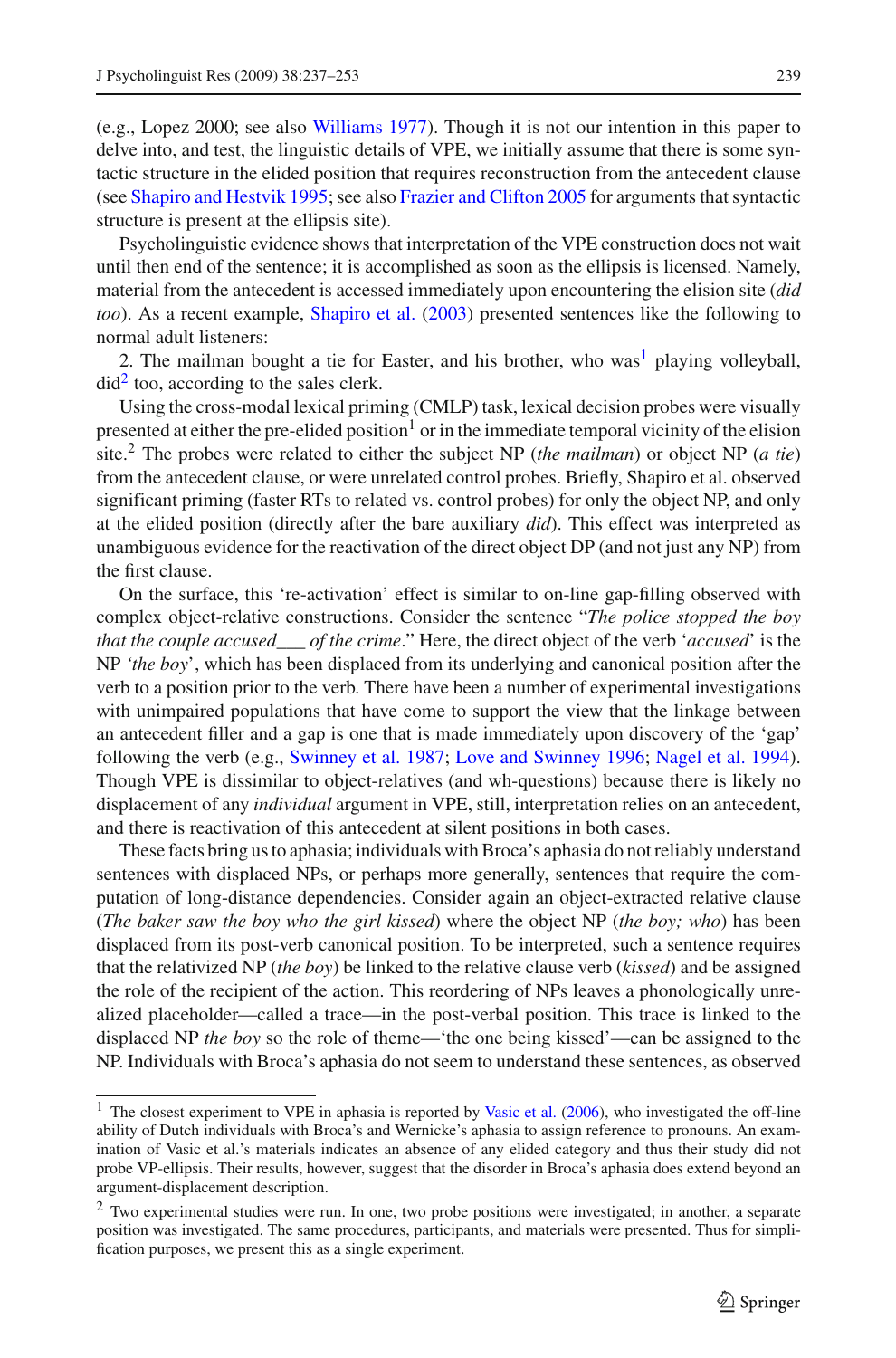(e.g., Lopez 2000; see also Williams 1977). Though it is not our intention in this paper to delve into, and test, the linguistic details of VPE, we initially assume that there is some syntactic structure in the elided position that requires reconstruction from the antecedent clause (see Shapiro and Hestvik 1995; see also Frazier and Clifton 2005 for arguments that syntactic structure is present at the ellipsis site).

Psycholinguistic evidence shows that interpretation of the VPE construction does not wait until then end of the sentence; it is accomplished as soon as the ellipsis is licensed. Namely, material from the antecedent is accessed immediately upon encountering the elision site (*did too*). As a recent example, Shapiro et al. (2003) presented sentences like the following to normal adult listeners:

2. The mailman bought a tie for Easter, and his brother, who was[1] playing volleyball, did[2] too, according to the sales clerk.

Using the cross-modal lexical priming (CMLP) task, lexical decision probes were visually presented at either the pre-elided position[1] or in the immediate temporal vicinity of the elision site.[2] The probes were related to either the subject NP (*the mailman*) or object NP (*a tie*) from the antecedent clause, or were unrelated control probes. Briefly, Shapiro et al. observed significant priming (faster RTs to related vs. control probes) for only the object NP, and only at the elided position (directly after the bare auxiliary *did*). This effect was interpreted as unambiguous evidence for the reactivation of the direct object DP (and not just any NP) from the first clause.

On the surface, this 're-activation' effect is similar to on-line gap-filling observed with complex object-relative constructions. Consider the sentence "*The police stopped the boy that the couple accused___ of the crime*." Here, the direct object of the verb '*accused*' is the NP *'the boy*', which has been displaced from its underlying and canonical position after the verb to a position prior to the verb. There have been a number of experimental investigations with unimpaired populations that have come to support the view that the linkage between an antecedent filler and a gap is one that is made immediately upon discovery of the 'gap' following the verb (e.g., Swinney et al. 1987; Love and Swinney 1996; Nagel et al. 1994). Though VPE is dissimilar to object-relatives (and wh-questions) because there is likely no displacement of any *individual* argument in VPE, still, interpretation relies on an antecedent, and there is reactivation of this antecedent at silent positions in both cases.

These facts bring us to aphasia; individuals with Broca's aphasia do not reliably understand sentences with displaced NPs, or perhaps more generally, sentences that require the computation of long-distance dependencies. Consider again an object-extracted relative clause (*The baker saw the boy who the girl kissed*) where the object NP (*the boy; who*) has been displaced from its post-verb canonical position. To be interpreted, such a sentence requires that the relativized NP (*the boy*) be linked to the relative clause verb (*kissed*) and be assigned the role of the recipient of the action. This reordering of NPs leaves a phonologically unrealized placeholder—called a trace—in the post-verbal position. This trace is linked to the displaced NP *the boy* so the role of theme—'the one being kissed'—can be assigned to the NP. Individuals with Broca's aphasia do not seem to understand these sentences, as observed

---

[1] The closest experiment to VPE in aphasia is reported by Vasic et al. (2006), who investigated the off-line ability of Dutch individuals with Broca's and Wernicke's aphasia to assign reference to pronouns. An examination of Vasic et al.'s materials indicates an absence of any elided category and thus their study did not probe VP-ellipsis. Their results, however, suggest that the disorder in Broca's aphasia does extend beyond an argument-displacement description.

[2] Two experimental studies were run. In one, two probe positions were investigated; in another, a separate position was investigated. The same procedures, participants, and materials were presented. Thus for simplification purposes, we present this as a single experiment.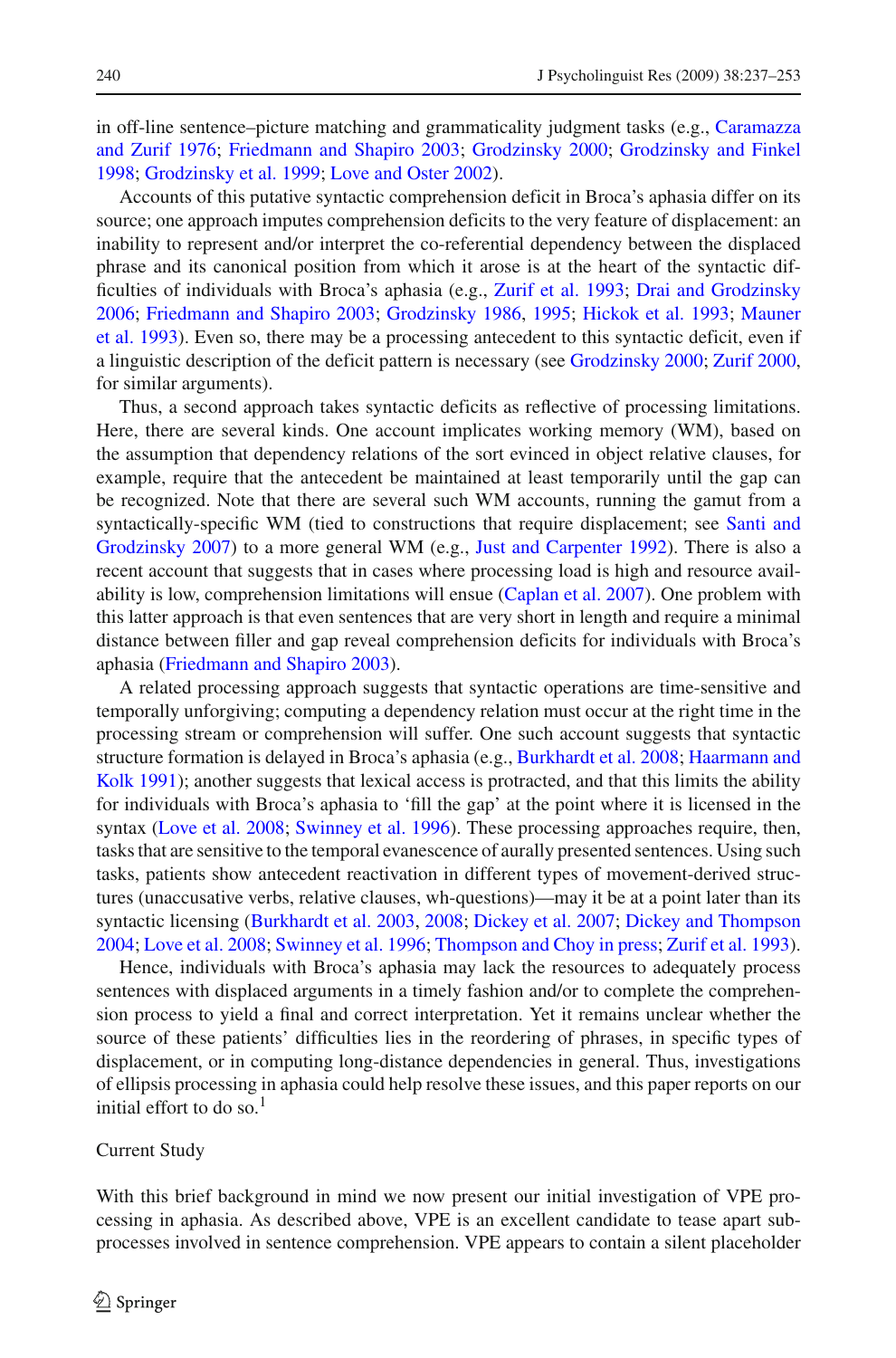in off-line sentence–picture matching and grammaticality judgment tasks (e.g., Caramazza and Zurif 1976; Friedmann and Shapiro 2003; Grodzinsky 2000; Grodzinsky and Finkel 1998; Grodzinsky et al. 1999; Love and Oster 2002).

Accounts of this putative syntactic comprehension deficit in Broca's aphasia differ on its source; one approach imputes comprehension deficits to the very feature of displacement: an inability to represent and/or interpret the co-referential dependency between the displaced phrase and its canonical position from which it arose is at the heart of the syntactic difficulties of individuals with Broca's aphasia (e.g., Zurif et al. 1993; Drai and Grodzinsky 2006; Friedmann and Shapiro 2003; Grodzinsky 1986, 1995; Hickok et al. 1993; Mauner et al. 1993). Even so, there may be a processing antecedent to this syntactic deficit, even if a linguistic description of the deficit pattern is necessary (see Grodzinsky 2000; Zurif 2000, for similar arguments).

Thus, a second approach takes syntactic deficits as reflective of processing limitations. Here, there are several kinds. One account implicates working memory (WM), based on the assumption that dependency relations of the sort evinced in object relative clauses, for example, require that the antecedent be maintained at least temporarily until the gap can be recognized. Note that there are several such WM accounts, running the gamut from a syntactically-specific WM (tied to constructions that require displacement; see Santi and Grodzinsky 2007) to a more general WM (e.g., Just and Carpenter 1992). There is also a recent account that suggests that in cases where processing load is high and resource availability is low, comprehension limitations will ensue (Caplan et al. 2007). One problem with this latter approach is that even sentences that are very short in length and require a minimal distance between filler and gap reveal comprehension deficits for individuals with Broca's aphasia (Friedmann and Shapiro 2003).

A related processing approach suggests that syntactic operations are time-sensitive and temporally unforgiving; computing a dependency relation must occur at the right time in the processing stream or comprehension will suffer. One such account suggests that syntactic structure formation is delayed in Broca's aphasia (e.g., Burkhardt et al. 2008; Haarmann and Kolk 1991); another suggests that lexical access is protracted, and that this limits the ability for individuals with Broca's aphasia to 'fill the gap' at the point where it is licensed in the syntax (Love et al. 2008; Swinney et al. 1996). These processing approaches require, then, tasks that are sensitive to the temporal evanescence of aurally presented sentences. Using such tasks, patients show antecedent reactivation in different types of movement-derived structures (unaccusative verbs, relative clauses, wh-questions)—may it be at a point later than its syntactic licensing (Burkhardt et al. 2003, 2008; Dickey et al. 2007; Dickey and Thompson 2004; Love et al. 2008; Swinney et al. 1996; Thompson and Choy in press; Zurif et al. 1993).

Hence, individuals with Broca's aphasia may lack the resources to adequately process sentences with displaced arguments in a timely fashion and/or to complete the comprehension process to yield a final and correct interpretation. Yet it remains unclear whether the source of these patients' difficulties lies in the reordering of phrases, in specific types of displacement, or in computing long-distance dependencies in general. Thus, investigations of ellipsis processing in aphasia could help resolve these issues, and this paper reports on our initial effort to do so.[1]

## Current Study

With this brief background in mind we now present our initial investigation of VPE processing in aphasia. As described above, VPE is an excellent candidate to tease apart subprocesses involved in sentence comprehension. VPE appears to contain a silent placeholder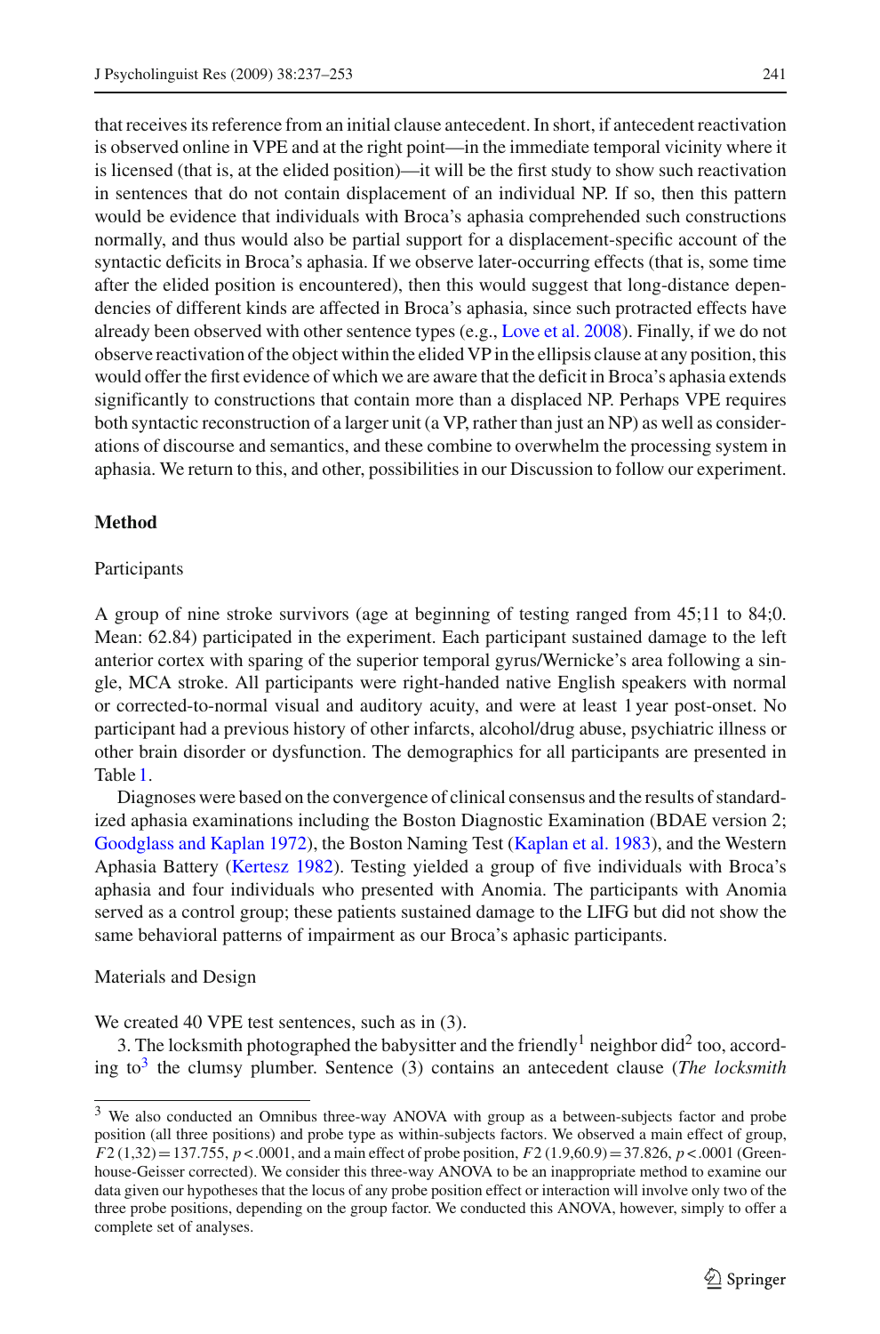that receives its reference from an initial clause antecedent. In short, if antecedent reactivation is observed online in VPE and at the right point—in the immediate temporal vicinity where it is licensed (that is, at the elided position)—it will be the first study to show such reactivation in sentences that do not contain displacement of an individual NP. If so, then this pattern would be evidence that individuals with Broca's aphasia comprehended such constructions normally, and thus would also be partial support for a displacement-specific account of the syntactic deficits in Broca's aphasia. If we observe later-occurring effects (that is, some time after the elided position is encountered), then this would suggest that long-distance dependencies of different kinds are affected in Broca's aphasia, since such protracted effects have already been observed with other sentence types (e.g., Love et al. 2008). Finally, if we do not observe reactivation of the object within the elided VP in the ellipsis clause at any position, this would offer the first evidence of which we are aware that the deficit in Broca's aphasia extends significantly to constructions that contain more than a displaced NP. Perhaps VPE requires both syntactic reconstruction of a larger unit (a VP, rather than just an NP) as well as considerations of discourse and semantics, and these combine to overwhelm the processing system in aphasia. We return to this, and other, possibilities in our Discussion to follow our experiment.

## Method

### Participants

A group of nine stroke survivors (age at beginning of testing ranged from 45;11 to 84;0. Mean: 62.84) participated in the experiment. Each participant sustained damage to the left anterior cortex with sparing of the superior temporal gyrus/Wernicke's area following a single, MCA stroke. All participants were right-handed native English speakers with normal or corrected-to-normal visual and auditory acuity, and were at least 1 year post-onset. No participant had a previous history of other infarcts, alcohol/drug abuse, psychiatric illness or other brain disorder or dysfunction. The demographics for all participants are presented in Table 1.

Diagnoses were based on the convergence of clinical consensus and the results of standardized aphasia examinations including the Boston Diagnostic Examination (BDAE version 2; Goodglass and Kaplan 1972), the Boston Naming Test (Kaplan et al. 1983), and the Western Aphasia Battery (Kertesz 1982). Testing yielded a group of five individuals with Broca's aphasia and four individuals who presented with Anomia. The participants with Anomia served as a control group; these patients sustained damage to the LIFG but did not show the same behavioral patterns of impairment as our Broca's aphasic participants.

### Materials and Design

We created 40 VPE test sentences, such as in (3).

3. The locksmith photographed the babysitter and the friendly[1] neighbor did[2] too, according to[3] the clumsy plumber. Sentence (3) contains an antecedent clause (*The locksmith*

[3] We also conducted an Omnibus three-way ANOVA with group as a between-subjects factor and probe position (all three positions) and probe type as within-subjects factors. We observed a main effect of group, $F2\,(1,32) = 137.755$, $p < .0001$, and a main effect of probe position, $F2\,(1.9,60.9) = 37.826$, $p < .0001$ (Greenhouse-Geisser corrected). We consider this three-way ANOVA to be an inappropriate method to examine our data given our hypotheses that the locus of any probe position effect or interaction will involve only two of the three probe positions, depending on the group factor. We conducted this ANOVA, however, simply to offer a complete set of analyses.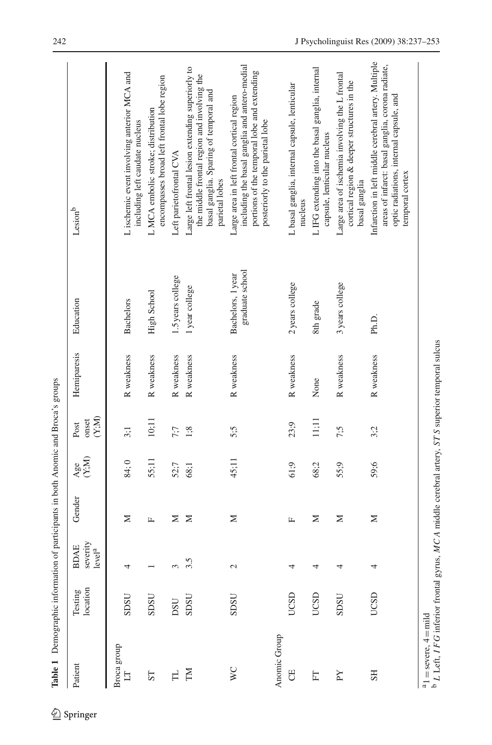**Table 1** Demographic information of participants in both Anomic and Broca's groups

| Patient | Testing location | BDAE severity level[a] | Gender | Age (Y;M) | Post onset (Y;M) | Hemiparesis | Education | Lesion[b] |
|---|---|---|---|---|---|---|---|---|
| Broca group | | | | | | | | |
| LT | SDSU | 4 | M | 84; 0 | 3;1 | R weakness | Bachelors | L ischemic event involving anterior MCA and including left caudate nucleus |
| ST | SDSU | 1 | F | 55;11 | 10;11 | R weakness | High School | L MCA embolic stroke; distribution encompasses broad left frontal lobe region |
| TL | DSU | 3 | M | 52;7 | 7;7 | R weakness | 1.5 years college | Left parietofrontal CVA |
| TM | SDSU | 3.5 | M | 68;1 | 1;8 | R weakness | 1 year college | Large left frontal lesion extending superiorly to the middle frontal region and involving the basal ganglia. Sparing of temporal and parietal lobes |
| WC | SDSU | 2 | M | 45;11 | 5;5 | R weakness | Bachelors, 1 year graduate school | Large area in left frontal cortical region including the basal ganglia and antero-medial portions of the temporal lobe and extending posteriorly to the parietal lobe |
| Anomic Group | | | | | | | | |
| CE | UCSD | 4 | F | 61;9 | 23;9 | R weakness | 2 years college | L basal ganglia, internal capsule, lenticular nucleus |
| FT | UCSD | 4 | M | 68;2 | 11;11 | None | 8th grade | L IFG extending into the basal ganglia, internal capsule, lenticular nucleus |
| PY | SDSU | 4 | M | 55;9 | 7;5 | R weakness | 3 years college | Large area of ischemia involving the L frontal cortical region & deeper structures in the basal ganglia |
| SH | UCSD | 4 | M | 59;6 | 3;2 | R weakness | Ph.D. | Infarction in left middle cerebral artery. Multiple areas of infarct: basal ganglia, corona radiate, optic radiations, internal capsule, and temporal cortex |

[a] 1 = severe, 4 = mild

[b] *L* Left, *IFG* inferior frontal gyrus, *MCA* middle cerebral artery, *STS* superior temporal sulcus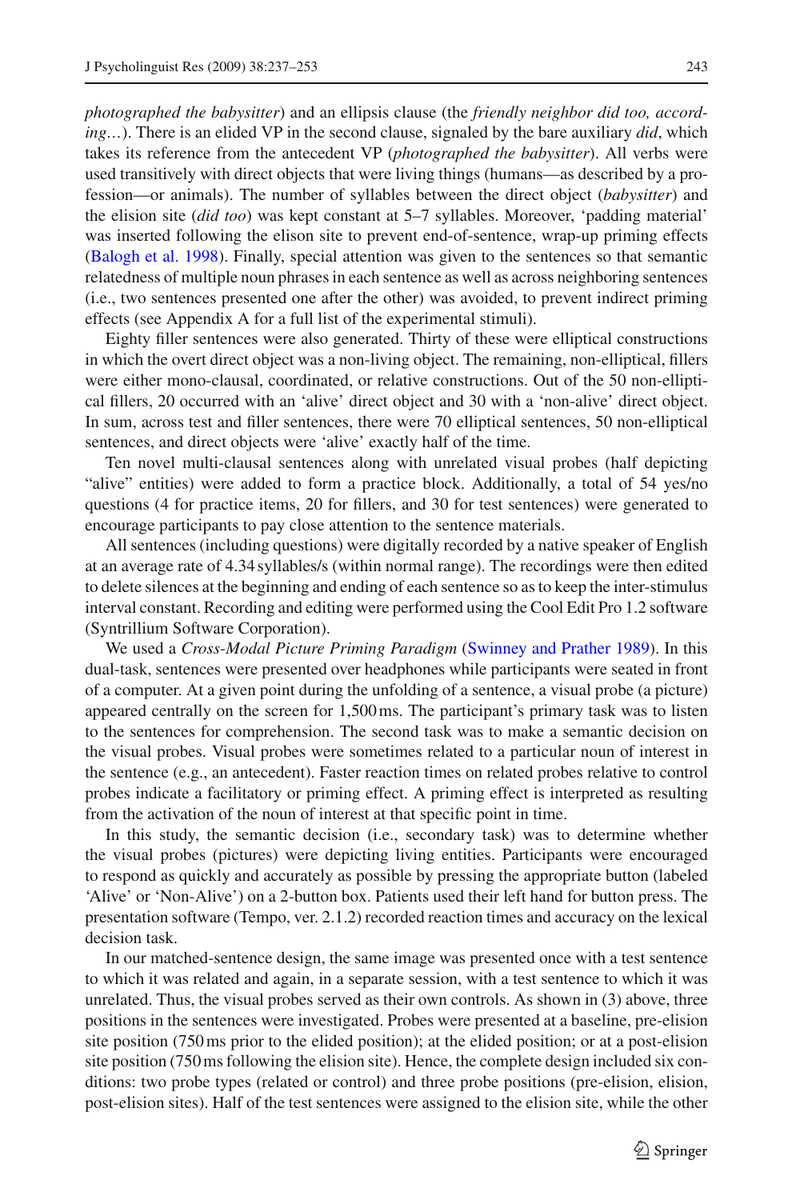*photographed the babysitter*) and an ellipsis clause (the *friendly neighbor did too, according*…). There is an elided VP in the second clause, signaled by the bare auxiliary *did*, which takes its reference from the antecedent VP (*photographed the babysitter*). All verbs were used transitively with direct objects that were living things (humans—as described by a profession—or animals). The number of syllables between the direct object (*babysitter*) and the elision site (*did too*) was kept constant at 5–7 syllables. Moreover, 'padding material' was inserted following the elison site to prevent end-of-sentence, wrap-up priming effects (Balogh et al. 1998). Finally, special attention was given to the sentences so that semantic relatedness of multiple noun phrases in each sentence as well as across neighboring sentences (i.e., two sentences presented one after the other) was avoided, to prevent indirect priming effects (see Appendix A for a full list of the experimental stimuli).

Eighty filler sentences were also generated. Thirty of these were elliptical constructions in which the overt direct object was a non-living object. The remaining, non-elliptical, fillers were either mono-clausal, coordinated, or relative constructions. Out of the 50 non-elliptical fillers, 20 occurred with an 'alive' direct object and 30 with a 'non-alive' direct object. In sum, across test and filler sentences, there were 70 elliptical sentences, 50 non-elliptical sentences, and direct objects were 'alive' exactly half of the time.

Ten novel multi-clausal sentences along with unrelated visual probes (half depicting "alive" entities) were added to form a practice block. Additionally, a total of 54 yes/no questions (4 for practice items, 20 for fillers, and 30 for test sentences) were generated to encourage participants to pay close attention to the sentence materials.

All sentences (including questions) were digitally recorded by a native speaker of English at an average rate of 4.34 syllables/s (within normal range). The recordings were then edited to delete silences at the beginning and ending of each sentence so as to keep the inter-stimulus interval constant. Recording and editing were performed using the Cool Edit Pro 1.2 software (Syntrillium Software Corporation).

We used a *Cross-Modal Picture Priming Paradigm* (Swinney and Prather 1989). In this dual-task, sentences were presented over headphones while participants were seated in front of a computer. At a given point during the unfolding of a sentence, a visual probe (a picture) appeared centrally on the screen for 1,500 ms. The participant's primary task was to listen to the sentences for comprehension. The second task was to make a semantic decision on the visual probes. Visual probes were sometimes related to a particular noun of interest in the sentence (e.g., an antecedent). Faster reaction times on related probes relative to control probes indicate a facilitatory or priming effect. A priming effect is interpreted as resulting from the activation of the noun of interest at that specific point in time.

In this study, the semantic decision (i.e., secondary task) was to determine whether the visual probes (pictures) were depicting living entities. Participants were encouraged to respond as quickly and accurately as possible by pressing the appropriate button (labeled 'Alive' or 'Non-Alive') on a 2-button box. Patients used their left hand for button press. The presentation software (Tempo, ver. 2.1.2) recorded reaction times and accuracy on the lexical decision task.

In our matched-sentence design, the same image was presented once with a test sentence to which it was related and again, in a separate session, with a test sentence to which it was unrelated. Thus, the visual probes served as their own controls. As shown in (3) above, three positions in the sentences were investigated. Probes were presented at a baseline, pre-elision site position (750 ms prior to the elided position); at the elided position; or at a post-elision site position (750 ms following the elision site). Hence, the complete design included six conditions: two probe types (related or control) and three probe positions (pre-elision, elision, post-elision sites). Half of the test sentences were assigned to the elision site, while the other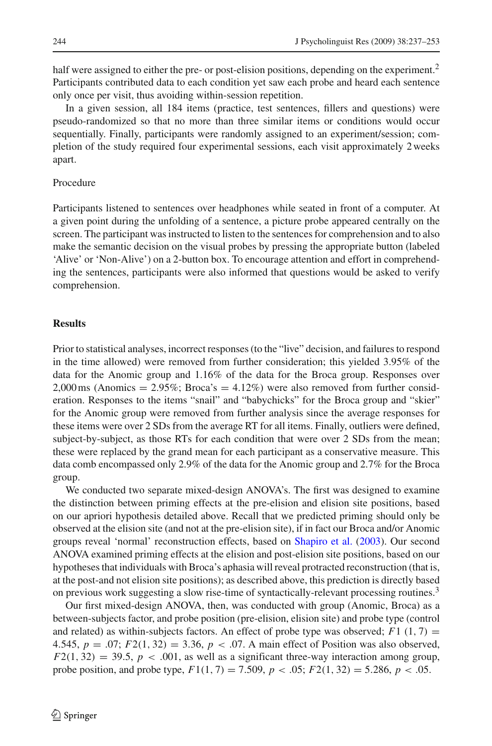half were assigned to either the pre- or post-elision positions, depending on the experiment.[2] Participants contributed data to each condition yet saw each probe and heard each sentence only once per visit, thus avoiding within-session repetition.

In a given session, all 184 items (practice, test sentences, fillers and questions) were pseudo-randomized so that no more than three similar items or conditions would occur sequentially. Finally, participants were randomly assigned to an experiment/session; completion of the study required four experimental sessions, each visit approximately 2 weeks apart.

Procedure

Participants listened to sentences over headphones while seated in front of a computer. At a given point during the unfolding of a sentence, a picture probe appeared centrally on the screen. The participant was instructed to listen to the sentences for comprehension and to also make the semantic decision on the visual probes by pressing the appropriate button (labeled 'Alive' or 'Non-Alive') on a 2-button box. To encourage attention and effort in comprehending the sentences, participants were also informed that questions would be asked to verify comprehension.

## Results

Prior to statistical analyses, incorrect responses (to the "live" decision, and failures to respond in the time allowed) were removed from further consideration; this yielded 3.95% of the data for the Anomic group and 1.16% of the data for the Broca group. Responses over 2,000 ms (Anomics = 2.95%; Broca's = 4.12%) were also removed from further consideration. Responses to the items "snail" and "babychicks" for the Broca group and "skier" for the Anomic group were removed from further analysis since the average responses for these items were over 2 SDs from the average RT for all items. Finally, outliers were defined, subject-by-subject, as those RTs for each condition that were over 2 SDs from the mean; these were replaced by the grand mean for each participant as a conservative measure. This data comb encompassed only 2.9% of the data for the Anomic group and 2.7% for the Broca group.

We conducted two separate mixed-design ANOVA's. The first was designed to examine the distinction between priming effects at the pre-elision and elision site positions, based on our apriori hypothesis detailed above. Recall that we predicted priming should only be observed at the elision site (and not at the pre-elision site), if in fact our Broca and/or Anomic groups reveal 'normal' reconstruction effects, based on Shapiro et al. (2003). Our second ANOVA examined priming effects at the elision and post-elision site positions, based on our hypotheses that individuals with Broca's aphasia will reveal protracted reconstruction (that is, at the post-and not elision site positions); as described above, this prediction is directly based on previous work suggesting a slow rise-time of syntactically-relevant processing routines.[3]

Our first mixed-design ANOVA, then, was conducted with group (Anomic, Broca) as a between-subjects factor, and probe position (pre-elision, elision site) and probe type (control and related) as within-subjects factors. An effect of probe type was observed; $F1\ (1, 7) = 4.545$, $p = .07$; $F2(1, 32) = 3.36$, $p < .07$. A main effect of Position was also observed, $F2(1, 32) = 39.5$, $p < .001$, as well as a significant three-way interaction among group, probe position, and probe type, $F1(1, 7) = 7.509$, $p < .05$; $F2(1, 32) = 5.286$, $p < .05$.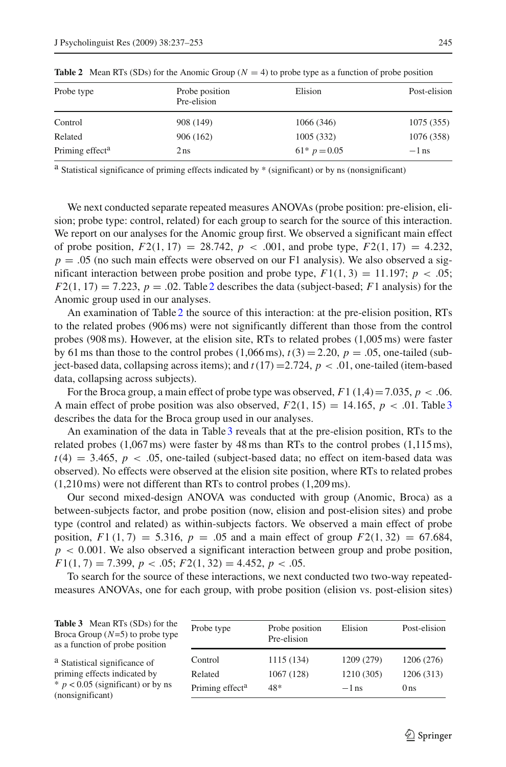**Table 2** Mean RTs (SDs) for the Anomic Group ($N = 4$) to probe type as a function of probe position

| Probe type | Probe position Pre-elision | Elision | Post-elision |
|---|---|---|---|
| Control | 908 (149) | 1066 (346) | 1075 (355) |
| Related | 906 (162) | 1005 (332) | 1076 (358) |
| Priming effect[a] | 2 ns | 61* $p = 0.05$ | −1 ns |

[a] Statistical significance of priming effects indicated by * (significant) or by ns (nonsignificant)

We next conducted separate repeated measures ANOVAs (probe position: pre-elision, elision; probe type: control, related) for each group to search for the source of this interaction. We report on our analyses for the Anomic group first. We observed a significant main effect of probe position, $F2(1, 17) = 28.742$, $p < .001$, and probe type, $F2(1, 17) = 4.232$, $p = .05$ (no such main effects were observed on our F1 analysis). We also observed a significant interaction between probe position and probe type, $F1(1, 3) = 11.197$; $p < .05$; $F2(1, 17) = 7.223$, $p = .02$. Table 2 describes the data (subject-based; $F1$ analysis) for the Anomic group used in our analyses.

An examination of Table 2 the source of this interaction: at the pre-elision position, RTs to the related probes (906 ms) were not significantly different than those from the control probes (908 ms). However, at the elision site, RTs to related probes (1,005 ms) were faster by 61 ms than those to the control probes (1,066 ms), $t(3) = 2.20$, $p = .05$, one-tailed (subject-based data, collapsing across items); and $t(17) = 2.724$, $p < .01$, one-tailed (item-based data, collapsing across subjects).

For the Broca group, a main effect of probe type was observed, $F1\,(1,4) = 7.035$, $p < .06$. A main effect of probe position was also observed, $F2(1, 15) = 14.165$, $p < .01$. Table 3 describes the data for the Broca group used in our analyses.

An examination of the data in Table 3 reveals that at the pre-elision position, RTs to the related probes (1,067 ms) were faster by 48 ms than RTs to the control probes (1,115 ms), $t(4) = 3.465$, $p < .05$, one-tailed (subject-based data; no effect on item-based data was observed). No effects were observed at the elision site position, where RTs to related probes (1,210 ms) were not different than RTs to control probes (1,209 ms).

Our second mixed-design ANOVA was conducted with group (Anomic, Broca) as a between-subjects factor, and probe position (now, elision and post-elision sites) and probe type (control and related) as within-subjects factors. We observed a main effect of probe position, $F1\,(1, 7) = 5.316$, $p = .05$ and a main effect of group $F2(1, 32) = 67.684$, $p < 0.001$. We also observed a significant interaction between group and probe position, $F1(1, 7) = 7.399$, $p < .05$; $F2(1, 32) = 4.452$, $p < .05$.

To search for the source of these interactions, we next conducted two two-way repeated-measures ANOVAs, one for each group, with probe position (elision vs. post-elision sites)

**Table 3** Mean RTs (SDs) for the Broca Group ($N=5$) to probe type as a function of probe position

| Probe type | Probe position Pre-elision | Elision | Post-elision |
|---|---|---|---|
| Control | 1115 (134) | 1209 (279) | 1206 (276) |
| Related | 1067 (128) | 1210 (305) | 1206 (313) |
| Priming effect[a] | 48* | −1 ns | 0 ns |

[a] Statistical significance of priming effects indicated by * $p < 0.05$ (significant) or by ns (nonsignificant)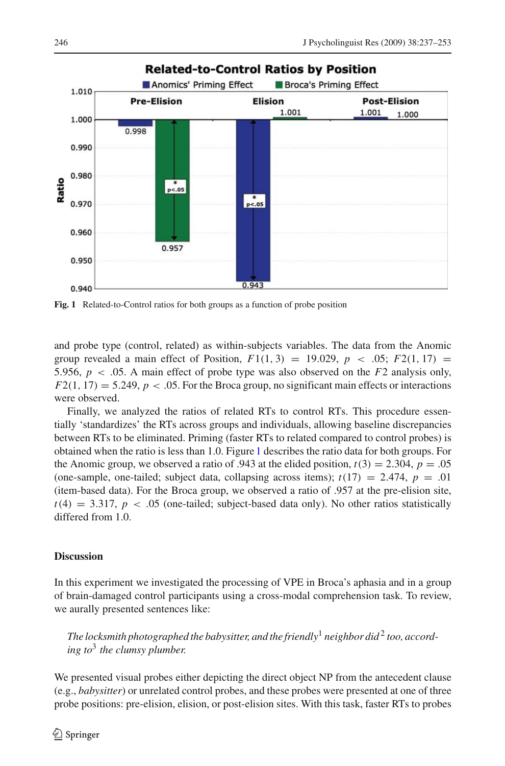Fig. 1 Related-to-Control ratios for both groups as a function of probe position

and probe type (control, related) as within-subjects variables. The data from the Anomic group revealed a main effect of Position, $F1(1, 3) = 19.029$, $p < .05$; $F2(1, 17) = 5.956$, $p < .05$. A main effect of probe type was also observed on the $F2$ analysis only, $F2(1, 17) = 5.249$, $p < .05$. For the Broca group, no significant main effects or interactions were observed.

Finally, we analyzed the ratios of related RTs to control RTs. This procedure essentially 'standardizes' the RTs across groups and individuals, allowing baseline discrepancies between RTs to be eliminated. Priming (faster RTs to related compared to control probes) is obtained when the ratio is less than 1.0. Figure 1 describes the ratio data for both groups. For the Anomic group, we observed a ratio of .943 at the elided position, $t(3) = 2.304$, $p = .05$ (one-sample, one-tailed; subject data, collapsing across items); $t(17) = 2.474$, $p = .01$ (item-based data). For the Broca group, we observed a ratio of .957 at the pre-elision site, $t(4) = 3.317$, $p < .05$ (one-tailed; subject-based data only). No other ratios statistically differed from 1.0.

## Discussion

In this experiment we investigated the processing of VPE in Broca's aphasia and in a group of brain-damaged control participants using a cross-modal comprehension task. To review, we aurally presented sentences like:

> *The locksmith photographed the babysitter, and the friendly*[1] *neighbor did*[2] *too, according to*[3] *the clumsy plumber.*

We presented visual probes either depicting the direct object NP from the antecedent clause (e.g., *babysitter*) or unrelated control probes, and these probes were presented at one of three probe positions: pre-elision, elision, or post-elision sites. With this task, faster RTs to probes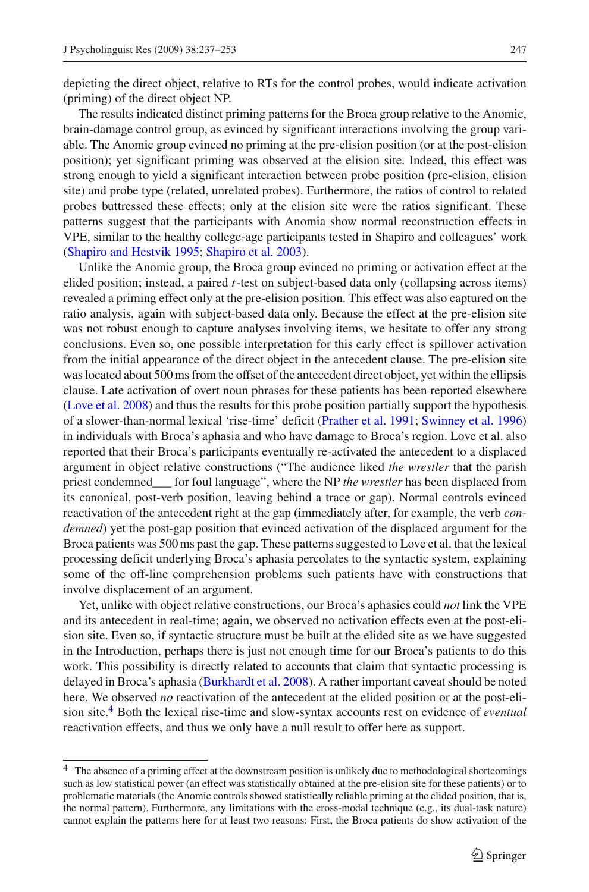depicting the direct object, relative to RTs for the control probes, would indicate activation (priming) of the direct object NP.

The results indicated distinct priming patterns for the Broca group relative to the Anomic, brain-damage control group, as evinced by significant interactions involving the group variable. The Anomic group evinced no priming at the pre-elision position (or at the post-elision position); yet significant priming was observed at the elision site. Indeed, this effect was strong enough to yield a significant interaction between probe position (pre-elision, elision site) and probe type (related, unrelated probes). Furthermore, the ratios of control to related probes buttressed these effects; only at the elision site were the ratios significant. These patterns suggest that the participants with Anomia show normal reconstruction effects in VPE, similar to the healthy college-age participants tested in Shapiro and colleagues' work (Shapiro and Hestvik 1995; Shapiro et al. 2003).

Unlike the Anomic group, the Broca group evinced no priming or activation effect at the elided position; instead, a paired $t$-test on subject-based data only (collapsing across items) revealed a priming effect only at the pre-elision position. This effect was also captured on the ratio analysis, again with subject-based data only. Because the effect at the pre-elision site was not robust enough to capture analyses involving items, we hesitate to offer any strong conclusions. Even so, one possible interpretation for this early effect is spillover activation from the initial appearance of the direct object in the antecedent clause. The pre-elision site was located about 500 ms from the offset of the antecedent direct object, yet within the ellipsis clause. Late activation of overt noun phrases for these patients has been reported elsewhere (Love et al. 2008) and thus the results for this probe position partially support the hypothesis of a slower-than-normal lexical 'rise-time' deficit (Prather et al. 1991; Swinney et al. 1996) in individuals with Broca's aphasia and who have damage to Broca's region. Love et al. also reported that their Broca's participants eventually re-activated the antecedent to a displaced argument in object relative constructions ("The audience liked *the wrestler* that the parish priest condemned___ for foul language", where the NP *the wrestler* has been displaced from its canonical, post-verb position, leaving behind a trace or gap). Normal controls evinced reactivation of the antecedent right at the gap (immediately after, for example, the verb *condemned*) yet the post-gap position that evinced activation of the displaced argument for the Broca patients was 500 ms past the gap. These patterns suggested to Love et al. that the lexical processing deficit underlying Broca's aphasia percolates to the syntactic system, explaining some of the off-line comprehension problems such patients have with constructions that involve displacement of an argument.

Yet, unlike with object relative constructions, our Broca's aphasics could *not* link the VPE and its antecedent in real-time; again, we observed no activation effects even at the post-elision site. Even so, if syntactic structure must be built at the elided site as we have suggested in the Introduction, perhaps there is just not enough time for our Broca's patients to do this work. This possibility is directly related to accounts that claim that syntactic processing is delayed in Broca's aphasia (Burkhardt et al. 2008). A rather important caveat should be noted here. We observed *no* reactivation of the antecedent at the elided position or at the post-elision site.[4] Both the lexical rise-time and slow-syntax accounts rest on evidence of *eventual* reactivation effects, and thus we only have a null result to offer here as support.

[4] The absence of a priming effect at the downstream position is unlikely due to methodological shortcomings such as low statistical power (an effect was statistically obtained at the pre-elision site for these patients) or to problematic materials (the Anomic controls showed statistically reliable priming at the elided position, that is, the normal pattern). Furthermore, any limitations with the cross-modal technique (e.g., its dual-task nature) cannot explain the patterns here for at least two reasons: First, the Broca patients do show activation of the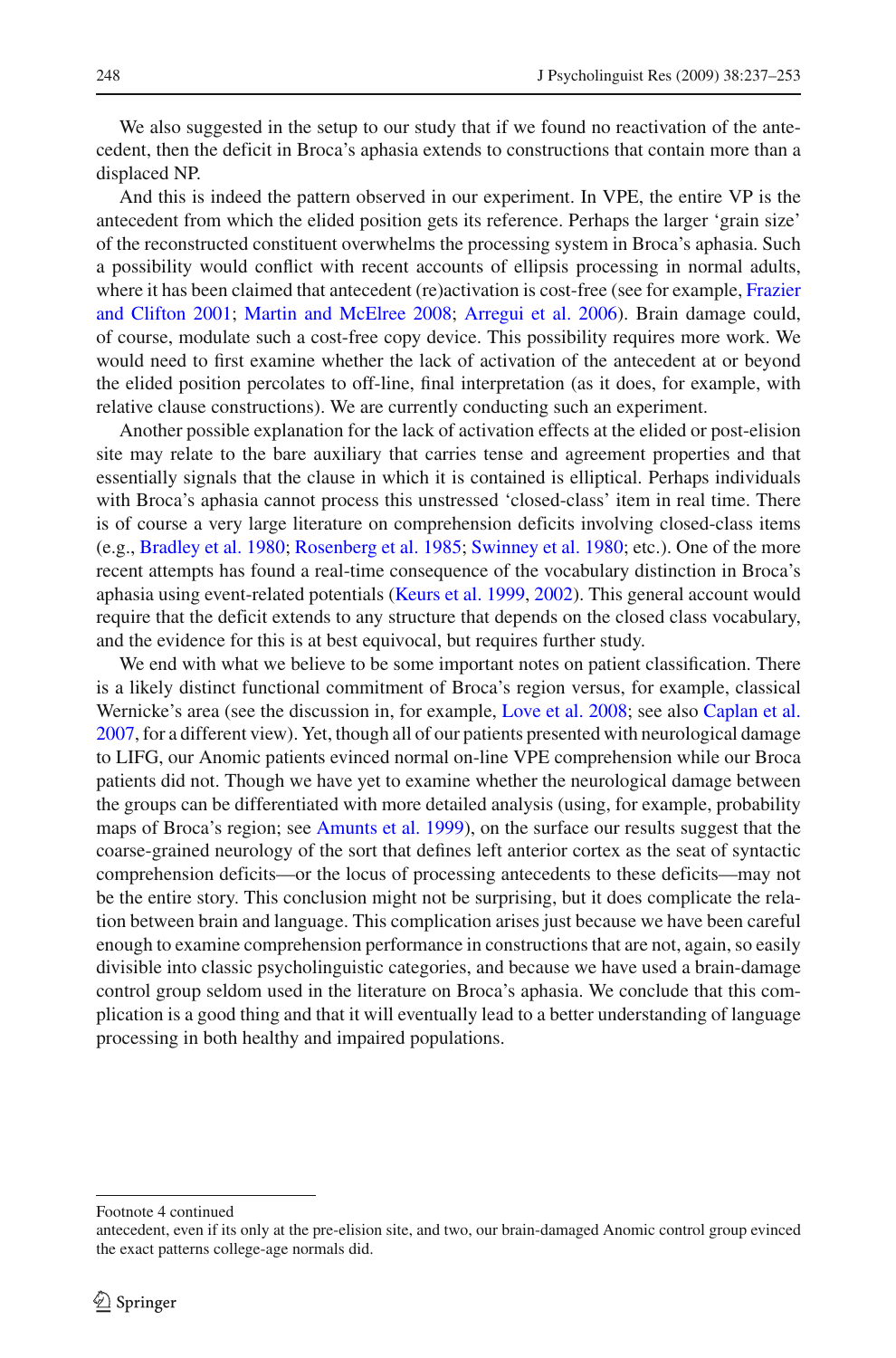We also suggested in the setup to our study that if we found no reactivation of the antecedent, then the deficit in Broca's aphasia extends to constructions that contain more than a displaced NP.

And this is indeed the pattern observed in our experiment. In VPE, the entire VP is the antecedent from which the elided position gets its reference. Perhaps the larger 'grain size' of the reconstructed constituent overwhelms the processing system in Broca's aphasia. Such a possibility would conflict with recent accounts of ellipsis processing in normal adults, where it has been claimed that antecedent (re)activation is cost-free (see for example, Frazier and Clifton 2001; Martin and McElree 2008; Arregui et al. 2006). Brain damage could, of course, modulate such a cost-free copy device. This possibility requires more work. We would need to first examine whether the lack of activation of the antecedent at or beyond the elided position percolates to off-line, final interpretation (as it does, for example, with relative clause constructions). We are currently conducting such an experiment.

Another possible explanation for the lack of activation effects at the elided or post-elision site may relate to the bare auxiliary that carries tense and agreement properties and that essentially signals that the clause in which it is contained is elliptical. Perhaps individuals with Broca's aphasia cannot process this unstressed 'closed-class' item in real time. There is of course a very large literature on comprehension deficits involving closed-class items (e.g., Bradley et al. 1980; Rosenberg et al. 1985; Swinney et al. 1980; etc.). One of the more recent attempts has found a real-time consequence of the vocabulary distinction in Broca's aphasia using event-related potentials (Keurs et al. 1999, 2002). This general account would require that the deficit extends to any structure that depends on the closed class vocabulary, and the evidence for this is at best equivocal, but requires further study.

We end with what we believe to be some important notes on patient classification. There is a likely distinct functional commitment of Broca's region versus, for example, classical Wernicke's area (see the discussion in, for example, Love et al. 2008; see also Caplan et al. 2007, for a different view). Yet, though all of our patients presented with neurological damage to LIFG, our Anomic patients evinced normal on-line VPE comprehension while our Broca patients did not. Though we have yet to examine whether the neurological damage between the groups can be differentiated with more detailed analysis (using, for example, probability maps of Broca's region; see Amunts et al. 1999), on the surface our results suggest that the coarse-grained neurology of the sort that defines left anterior cortex as the seat of syntactic comprehension deficits—or the locus of processing antecedents to these deficits—may not be the entire story. This conclusion might not be surprising, but it does complicate the relation between brain and language. This complication arises just because we have been careful enough to examine comprehension performance in constructions that are not, again, so easily divisible into classic psycholinguistic categories, and because we have used a brain-damage control group seldom used in the literature on Broca's aphasia. We conclude that this complication is a good thing and that it will eventually lead to a better understanding of language processing in both healthy and impaired populations.

---

Footnote 4 continued

antecedent, even if its only at the pre-elision site, and two, our brain-damaged Anomic control group evinced the exact patterns college-age normals did.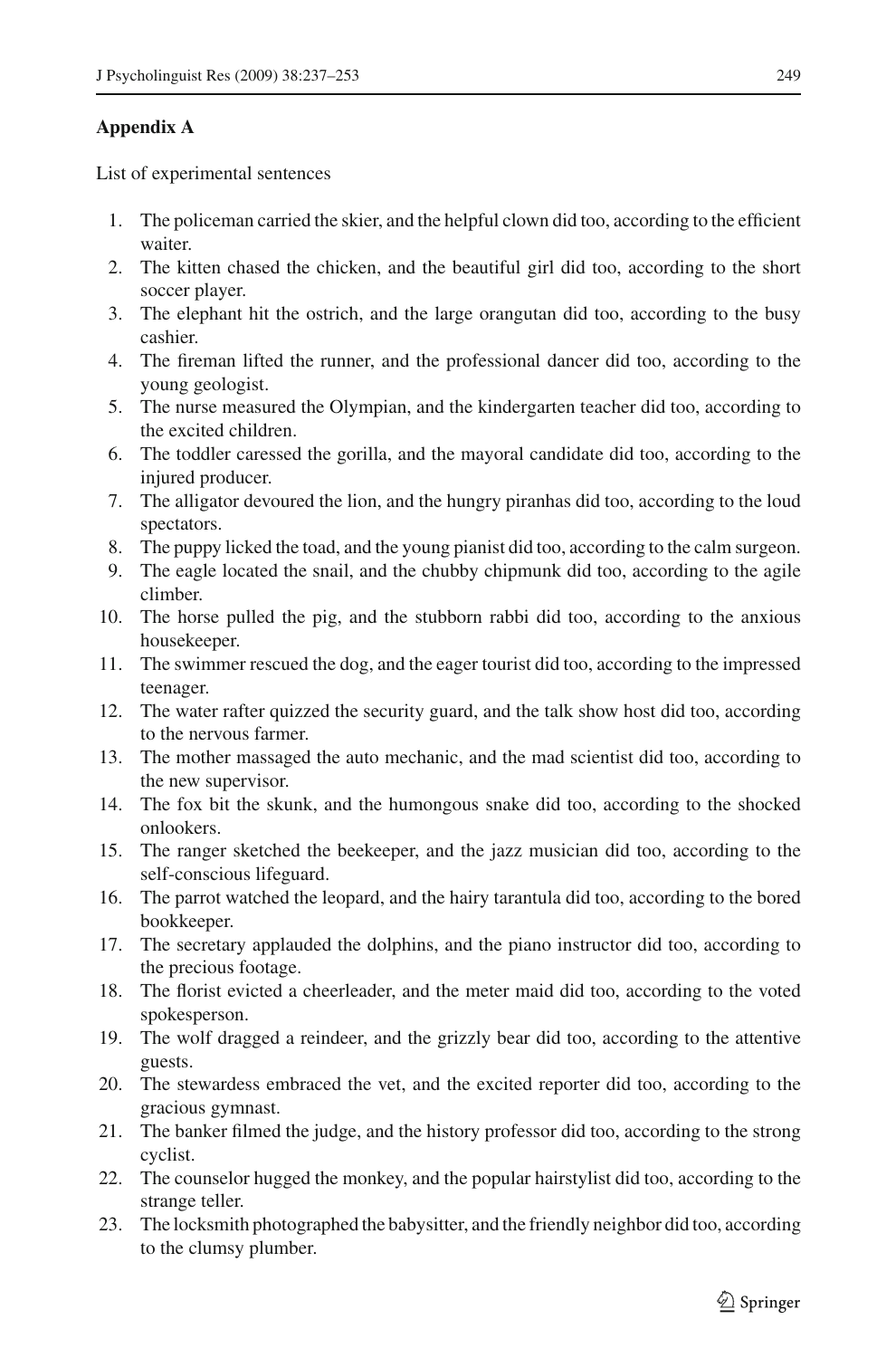## Appendix A

List of experimental sentences

1. The policeman carried the skier, and the helpful clown did too, according to the efficient waiter.
2. The kitten chased the chicken, and the beautiful girl did too, according to the short soccer player.
3. The elephant hit the ostrich, and the large orangutan did too, according to the busy cashier.
4. The fireman lifted the runner, and the professional dancer did too, according to the young geologist.
5. The nurse measured the Olympian, and the kindergarten teacher did too, according to the excited children.
6. The toddler caressed the gorilla, and the mayoral candidate did too, according to the injured producer.
7. The alligator devoured the lion, and the hungry piranhas did too, according to the loud spectators.
8. The puppy licked the toad, and the young pianist did too, according to the calm surgeon.
9. The eagle located the snail, and the chubby chipmunk did too, according to the agile climber.
10. The horse pulled the pig, and the stubborn rabbi did too, according to the anxious housekeeper.
11. The swimmer rescued the dog, and the eager tourist did too, according to the impressed teenager.
12. The water rafter quizzed the security guard, and the talk show host did too, according to the nervous farmer.
13. The mother massaged the auto mechanic, and the mad scientist did too, according to the new supervisor.
14. The fox bit the skunk, and the humongous snake did too, according to the shocked onlookers.
15. The ranger sketched the beekeeper, and the jazz musician did too, according to the self-conscious lifeguard.
16. The parrot watched the leopard, and the hairy tarantula did too, according to the bored bookkeeper.
17. The secretary applauded the dolphins, and the piano instructor did too, according to the precious footage.
18. The florist evicted a cheerleader, and the meter maid did too, according to the voted spokesperson.
19. The wolf dragged a reindeer, and the grizzly bear did too, according to the attentive guests.
20. The stewardess embraced the vet, and the excited reporter did too, according to the gracious gymnast.
21. The banker filmed the judge, and the history professor did too, according to the strong cyclist.
22. The counselor hugged the monkey, and the popular hairstylist did too, according to the strange teller.
23. The locksmith photographed the babysitter, and the friendly neighbor did too, according to the clumsy plumber.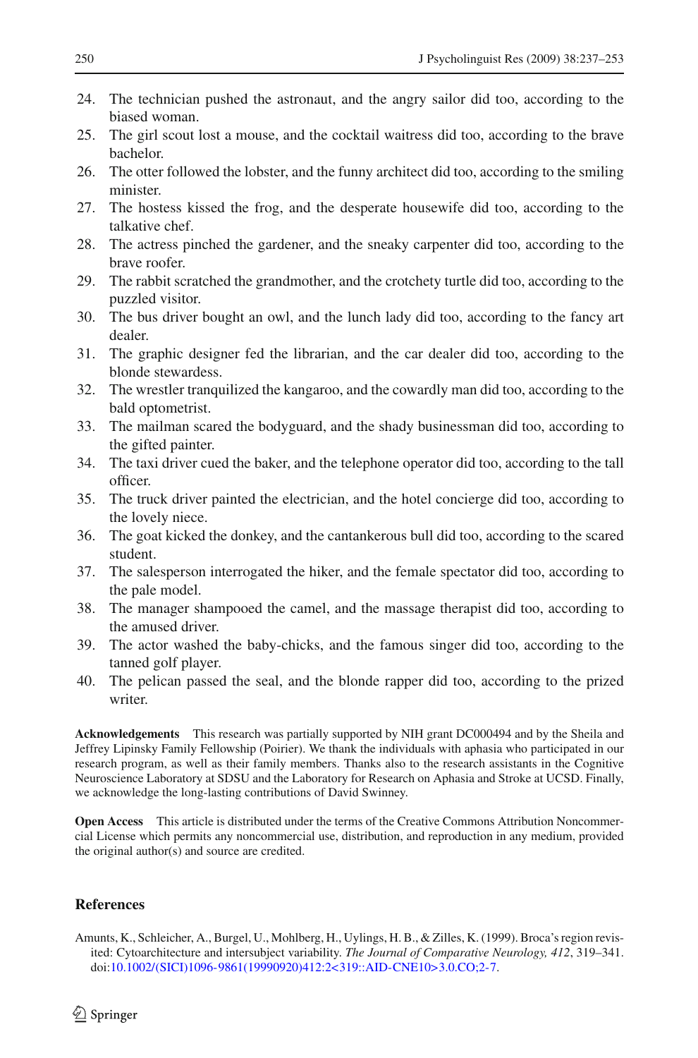24. The technician pushed the astronaut, and the angry sailor did too, according to the biased woman.
25. The girl scout lost a mouse, and the cocktail waitress did too, according to the brave bachelor.
26. The otter followed the lobster, and the funny architect did too, according to the smiling minister.
27. The hostess kissed the frog, and the desperate housewife did too, according to the talkative chef.
28. The actress pinched the gardener, and the sneaky carpenter did too, according to the brave roofer.
29. The rabbit scratched the grandmother, and the crotchety turtle did too, according to the puzzled visitor.
30. The bus driver bought an owl, and the lunch lady did too, according to the fancy art dealer.
31. The graphic designer fed the librarian, and the car dealer did too, according to the blonde stewardess.
32. The wrestler tranquilized the kangaroo, and the cowardly man did too, according to the bald optometrist.
33. The mailman scared the bodyguard, and the shady businessman did too, according to the gifted painter.
34. The taxi driver cued the baker, and the telephone operator did too, according to the tall officer.
35. The truck driver painted the electrician, and the hotel concierge did too, according to the lovely niece.
36. The goat kicked the donkey, and the cantankerous bull did too, according to the scared student.
37. The salesperson interrogated the hiker, and the female spectator did too, according to the pale model.
38. The manager shampooed the camel, and the massage therapist did too, according to the amused driver.
39. The actor washed the baby-chicks, and the famous singer did too, according to the tanned golf player.
40. The pelican passed the seal, and the blonde rapper did too, according to the prized writer.

**Acknowledgements** This research was partially supported by NIH grant DC000494 and by the Sheila and Jeffrey Lipinsky Family Fellowship (Poirier). We thank the individuals with aphasia who participated in our research program, as well as their family members. Thanks also to the research assistants in the Cognitive Neuroscience Laboratory at SDSU and the Laboratory for Research on Aphasia and Stroke at UCSD. Finally, we acknowledge the long-lasting contributions of David Swinney.

**Open Access** This article is distributed under the terms of the Creative Commons Attribution Noncommercial License which permits any noncommercial use, distribution, and reproduction in any medium, provided the original author(s) and source are credited.

## References

Amunts, K., Schleicher, A., Burgel, U., Mohlberg, H., Uylings, H. B., & Zilles, K. (1999). Broca's region revisited: Cytoarchitecture and intersubject variability. *The Journal of Comparative Neurology, 412*, 319–341. doi:10.1002/(SICI)1096-9861(19990920)412:2<319::AID-CNE10>3.0.CO;2-7.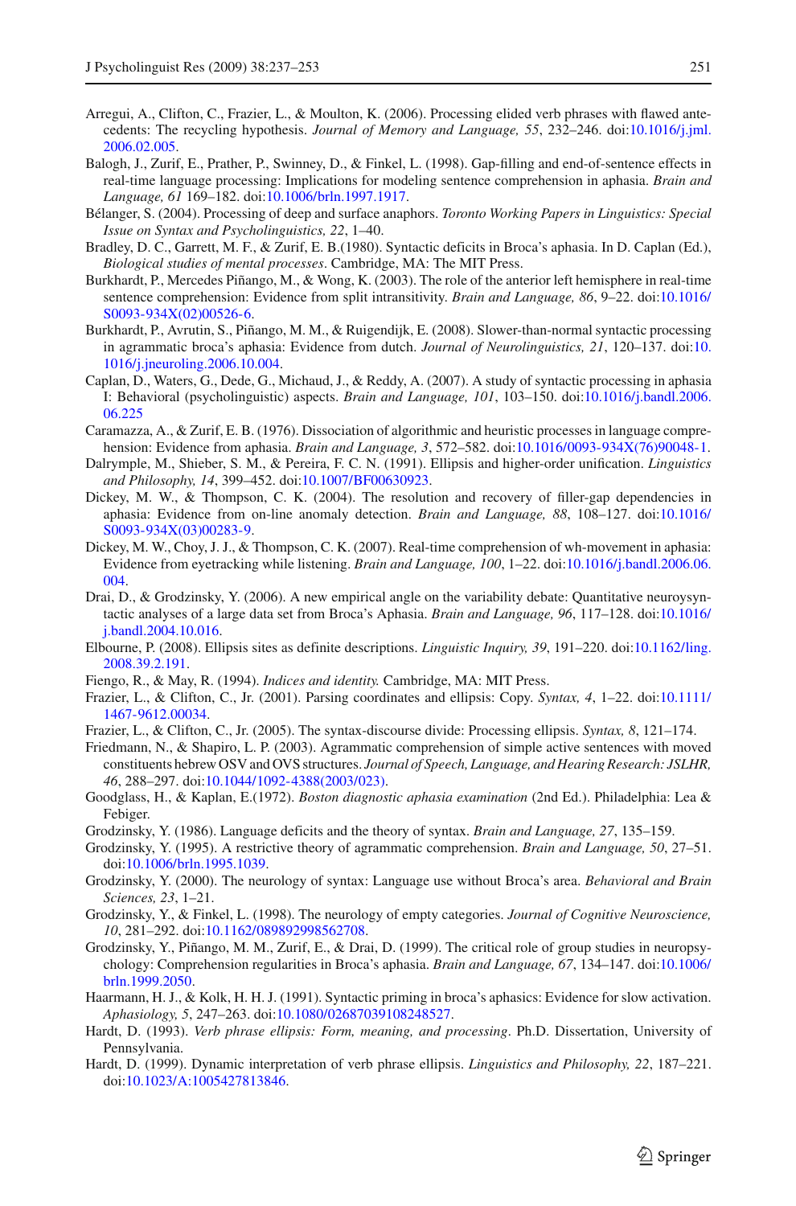Arregui, A., Clifton, C., Frazier, L., & Moulton, K. (2006). Processing elided verb phrases with flawed antecedents: The recycling hypothesis. *Journal of Memory and Language, 55*, 232–246. doi:10.1016/j.jml.2006.02.005.

Balogh, J., Zurif, E., Prather, P., Swinney, D., & Finkel, L. (1998). Gap-filling and end-of-sentence effects in real-time language processing: Implications for modeling sentence comprehension in aphasia. *Brain and Language, 61* 169–182. doi:10.1006/brln.1997.1917.

Bélanger, S. (2004). Processing of deep and surface anaphors. *Toronto Working Papers in Linguistics: Special Issue on Syntax and Psycholinguistics, 22*, 1–40.

Bradley, D. C., Garrett, M. F., & Zurif, E. B.(1980). Syntactic deficits in Broca's aphasia. In D. Caplan (Ed.), *Biological studies of mental processes*. Cambridge, MA: The MIT Press.

Burkhardt, P., Mercedes Piñango, M., & Wong, K. (2003). The role of the anterior left hemisphere in real-time sentence comprehension: Evidence from split intransitivity. *Brain and Language, 86*, 9–22. doi:10.1016/S0093-934X(02)00526-6.

Burkhardt, P., Avrutin, S., Piñango, M. M., & Ruigendijk, E. (2008). Slower-than-normal syntactic processing in agrammatic broca's aphasia: Evidence from dutch. *Journal of Neurolinguistics, 21*, 120–137. doi:10.1016/j.jneuroling.2006.10.004.

Caplan, D., Waters, G., Dede, G., Michaud, J., & Reddy, A. (2007). A study of syntactic processing in aphasia I: Behavioral (psycholinguistic) aspects. *Brain and Language, 101*, 103–150. doi:10.1016/j.bandl.2006.06.225

Caramazza, A., & Zurif, E. B. (1976). Dissociation of algorithmic and heuristic processes in language comprehension: Evidence from aphasia. *Brain and Language, 3*, 572–582. doi:10.1016/0093-934X(76)90048-1.

Dalrymple, M., Shieber, S. M., & Pereira, F. C. N. (1991). Ellipsis and higher-order unification. *Linguistics and Philosophy, 14*, 399–452. doi:10.1007/BF00630923.

Dickey, M. W., & Thompson, C. K. (2004). The resolution and recovery of filler-gap dependencies in aphasia: Evidence from on-line anomaly detection. *Brain and Language, 88*, 108–127. doi:10.1016/S0093-934X(03)00283-9.

Dickey, M. W., Choy, J. J., & Thompson, C. K. (2007). Real-time comprehension of wh-movement in aphasia: Evidence from eyetracking while listening. *Brain and Language, 100*, 1–22. doi:10.1016/j.bandl.2006.06.004.

Drai, D., & Grodzinsky, Y. (2006). A new empirical angle on the variability debate: Quantitative neuroysyntactic analyses of a large data set from Broca's Aphasia. *Brain and Language, 96*, 117–128. doi:10.1016/j.bandl.2004.10.016.

Elbourne, P. (2008). Ellipsis sites as definite descriptions. *Linguistic Inquiry, 39*, 191–220. doi:10.1162/ling.2008.39.2.191.

Fiengo, R., & May, R. (1994). *Indices and identity.* Cambridge, MA: MIT Press.

Frazier, L., & Clifton, C., Jr. (2001). Parsing coordinates and ellipsis: Copy. *Syntax, 4*, 1–22. doi:10.1111/1467-9612.00034.

Frazier, L., & Clifton, C., Jr. (2005). The syntax-discourse divide: Processing ellipsis. *Syntax, 8*, 121–174.

Friedmann, N., & Shapiro, L. P. (2003). Agrammatic comprehension of simple active sentences with moved constituents hebrew OSV and OVS structures. *Journal of Speech, Language, and Hearing Research: JSLHR, 46*, 288–297. doi:10.1044/1092-4388(2003/023).

Goodglass, H., & Kaplan, E.(1972). *Boston diagnostic aphasia examination* (2nd Ed.). Philadelphia: Lea & Febiger.

Grodzinsky, Y. (1986). Language deficits and the theory of syntax. *Brain and Language, 27*, 135–159.

Grodzinsky, Y. (1995). A restrictive theory of agrammatic comprehension. *Brain and Language, 50*, 27–51. doi:10.1006/brln.1995.1039.

Grodzinsky, Y. (2000). The neurology of syntax: Language use without Broca's area. *Behavioral and Brain Sciences, 23*, 1–21.

Grodzinsky, Y., & Finkel, L. (1998). The neurology of empty categories. *Journal of Cognitive Neuroscience, 10*, 281–292. doi:10.1162/089892998562708.

Grodzinsky, Y., Piñango, M. M., Zurif, E., & Drai, D. (1999). The critical role of group studies in neuropsychology: Comprehension regularities in Broca's aphasia. *Brain and Language, 67*, 134–147. doi:10.1006/brln.1999.2050.

Haarmann, H. J., & Kolk, H. H. J. (1991). Syntactic priming in broca's aphasics: Evidence for slow activation. *Aphasiology, 5*, 247–263. doi:10.1080/02687039108248527.

Hardt, D. (1993). *Verb phrase ellipsis: Form, meaning, and processing*. Ph.D. Dissertation, University of Pennsylvania.

Hardt, D. (1999). Dynamic interpretation of verb phrase ellipsis. *Linguistics and Philosophy, 22*, 187–221. doi:10.1023/A:1005427813846.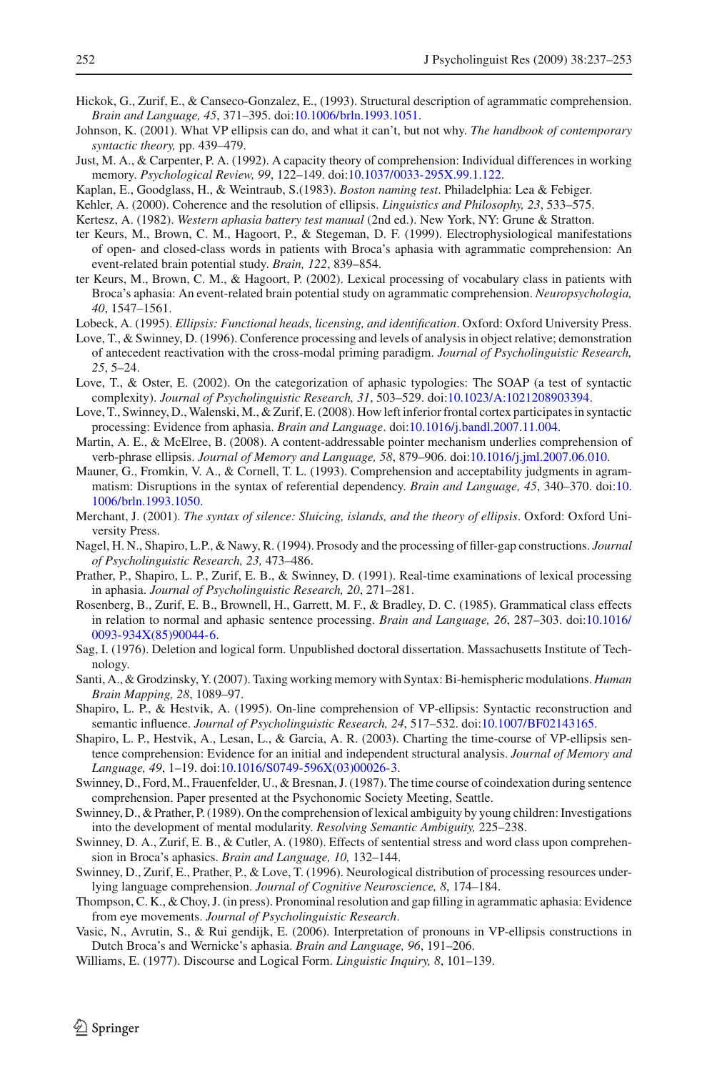Hickok, G., Zurif, E., & Canseco-Gonzalez, E., (1993). Structural description of agrammatic comprehension. *Brain and Language, 45*, 371–395. doi:10.1006/brln.1993.1051.

Johnson, K. (2001). What VP ellipsis can do, and what it can't, but not why. *The handbook of contemporary syntactic theory,* pp. 439–479.

Just, M. A., & Carpenter, P. A. (1992). A capacity theory of comprehension: Individual differences in working memory. *Psychological Review, 99*, 122–149. doi:10.1037/0033-295X.99.1.122.

Kaplan, E., Goodglass, H., & Weintraub, S.(1983). *Boston naming test*. Philadelphia: Lea & Febiger.

Kehler, A. (2000). Coherence and the resolution of ellipsis. *Linguistics and Philosophy, 23*, 533–575.

Kertesz, A. (1982). *Western aphasia battery test manual* (2nd ed.). New York, NY: Grune & Stratton.

ter Keurs, M., Brown, C. M., Hagoort, P., & Stegeman, D. F. (1999). Electrophysiological manifestations of open- and closed-class words in patients with Broca's aphasia with agrammatic comprehension: An event-related brain potential study. *Brain, 122*, 839–854.

ter Keurs, M., Brown, C. M., & Hagoort, P. (2002). Lexical processing of vocabulary class in patients with Broca's aphasia: An event-related brain potential study on agrammatic comprehension. *Neuropsychologia, 40*, 1547–1561.

Lobeck, A. (1995). *Ellipsis: Functional heads, licensing, and identification*. Oxford: Oxford University Press.

Love, T., & Swinney, D. (1996). Conference processing and levels of analysis in object relative; demonstration of antecedent reactivation with the cross-modal priming paradigm. *Journal of Psycholinguistic Research, 25*, 5–24.

Love, T., & Oster, E. (2002). On the categorization of aphasic typologies: The SOAP (a test of syntactic complexity). *Journal of Psycholinguistic Research, 31*, 503–529. doi:10.1023/A:1021208903394.

Love, T., Swinney, D., Walenski, M., & Zurif, E. (2008). How left inferior frontal cortex participates in syntactic processing: Evidence from aphasia. *Brain and Language*. doi:10.1016/j.bandl.2007.11.004.

Martin, A. E., & McElree, B. (2008). A content-addressable pointer mechanism underlies comprehension of verb-phrase ellipsis. *Journal of Memory and Language, 58*, 879–906. doi:10.1016/j.jml.2007.06.010.

Mauner, G., Fromkin, V. A., & Cornell, T. L. (1993). Comprehension and acceptability judgments in agrammatism: Disruptions in the syntax of referential dependency. *Brain and Language, 45*, 340–370. doi:10.1006/brln.1993.1050.

Merchant, J. (2001). *The syntax of silence: Sluicing, islands, and the theory of ellipsis*. Oxford: Oxford University Press.

Nagel, H. N., Shapiro, L.P., & Nawy, R. (1994). Prosody and the processing of filler-gap constructions. *Journal of Psycholinguistic Research, 23,* 473–486.

Prather, P., Shapiro, L. P., Zurif, E. B., & Swinney, D. (1991). Real-time examinations of lexical processing in aphasia. *Journal of Psycholinguistic Research, 20*, 271–281.

Rosenberg, B., Zurif, E. B., Brownell, H., Garrett, M. F., & Bradley, D. C. (1985). Grammatical class effects in relation to normal and aphasic sentence processing. *Brain and Language, 26*, 287–303. doi:10.1016/0093-934X(85)90044-6.

Sag, I. (1976). Deletion and logical form. Unpublished doctoral dissertation. Massachusetts Institute of Technology.

Santi, A., & Grodzinsky, Y. (2007). Taxing working memory with Syntax: Bi-hemispheric modulations. *Human Brain Mapping, 28*, 1089–97.

Shapiro, L. P., & Hestvik, A. (1995). On-line comprehension of VP-ellipsis: Syntactic reconstruction and semantic influence. *Journal of Psycholinguistic Research, 24*, 517–532. doi:10.1007/BF02143165.

Shapiro, L. P., Hestvik, A., Lesan, L., & Garcia, A. R. (2003). Charting the time-course of VP-ellipsis sentence comprehension: Evidence for an initial and independent structural analysis. *Journal of Memory and Language, 49*, 1–19. doi:10.1016/S0749-596X(03)00026-3.

Swinney, D., Ford, M., Frauenfelder, U., & Bresnan, J. (1987). The time course of coindexation during sentence comprehension. Paper presented at the Psychonomic Society Meeting, Seattle.

Swinney, D., & Prather, P. (1989). On the comprehension of lexical ambiguity by young children: Investigations into the development of mental modularity. *Resolving Semantic Ambiguity,* 225–238.

Swinney, D. A., Zurif, E. B., & Cutler, A. (1980). Effects of sentential stress and word class upon comprehension in Broca's aphasics. *Brain and Language, 10,* 132–144.

Swinney, D., Zurif, E., Prather, P., & Love, T. (1996). Neurological distribution of processing resources underlying language comprehension. *Journal of Cognitive Neuroscience, 8*, 174–184.

Thompson, C. K., & Choy, J. (in press). Pronominal resolution and gap filling in agrammatic aphasia: Evidence from eye movements. *Journal of Psycholinguistic Research*.

Vasic, N., Avrutin, S., & Rui gendijk, E. (2006). Interpretation of pronouns in VP-ellipsis constructions in Dutch Broca's and Wernicke's aphasia. *Brain and Language, 96*, 191–206.

Williams, E. (1977). Discourse and Logical Form. *Linguistic Inquiry, 8*, 101–139.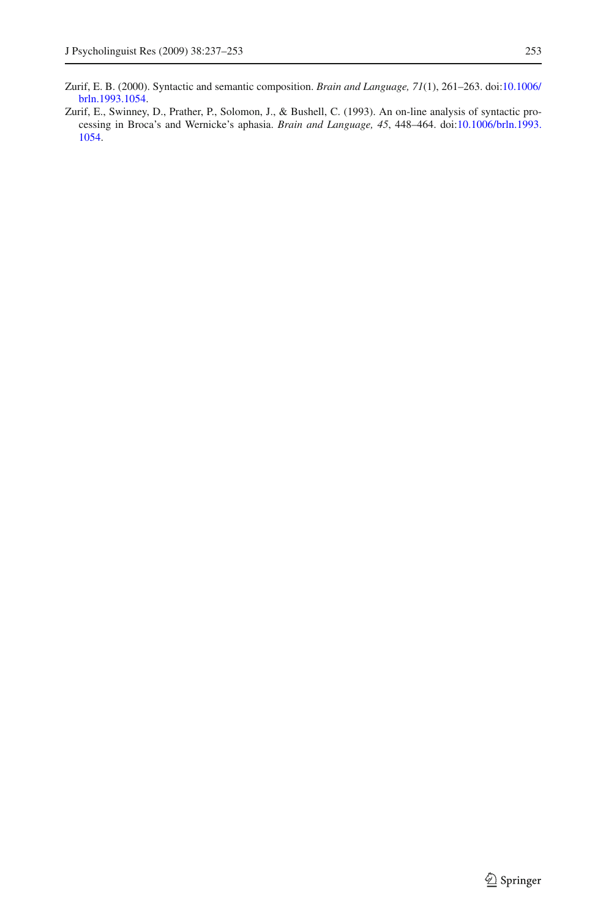Zurif, E. B. (2000). Syntactic and semantic composition. *Brain and Language, 71*(1), 261–263. doi:10.1006/brln.1993.1054.

Zurif, E., Swinney, D., Prather, P., Solomon, J., & Bushell, C. (1993). An on-line analysis of syntactic processing in Broca's and Wernicke's aphasia. *Brain and Language, 45*, 448–464. doi:10.1006/brln.1993.1054.